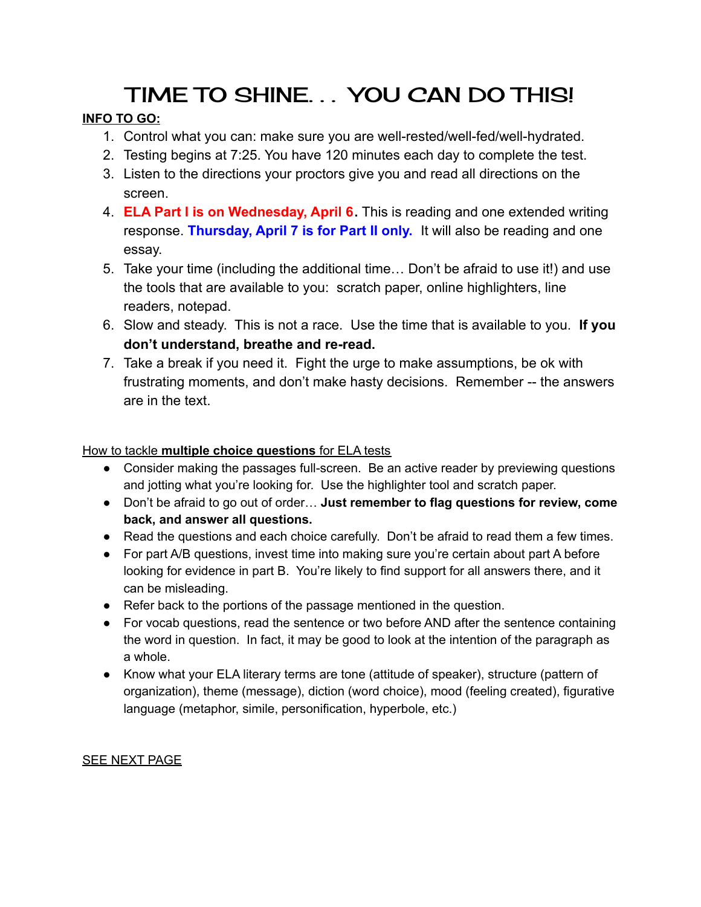# TIME TO SHINE. . . YOU CAN DO THIS!

**INFO TO GO:**

1. Control what you can: make sure you are well-rested/well-fed/well-hydrated.
2. Testing begins at 7:25. You have 120 minutes each day to complete the test.
3. Listen to the directions your proctors give you and read all directions on the screen.
4. **ELA Part I is on Wednesday, April 6.** This is reading and one extended writing response. **Thursday, April 7 is for Part II only.** It will also be reading and one essay.
5. Take your time (including the additional time… Don't be afraid to use it!) and use the tools that are available to you: scratch paper, online highlighters, line readers, notepad.
6. Slow and steady. This is not a race. Use the time that is available to you. **If you don't understand, breathe and re-read.**
7. Take a break if you need it. Fight the urge to make assumptions, be ok with frustrating moments, and don't make hasty decisions. Remember -- the answers are in the text.

How to tackle **multiple choice questions** for ELA tests

- Consider making the passages full-screen. Be an active reader by previewing questions and jotting what you're looking for. Use the highlighter tool and scratch paper.
- Don't be afraid to go out of order… **Just remember to flag questions for review, come back, and answer all questions.**
- Read the questions and each choice carefully. Don't be afraid to read them a few times.
- For part A/B questions, invest time into making sure you're certain about part A before looking for evidence in part B. You're likely to find support for all answers there, and it can be misleading.
- Refer back to the portions of the passage mentioned in the question.
- For vocab questions, read the sentence or two before AND after the sentence containing the word in question. In fact, it may be good to look at the intention of the paragraph as a whole.
- Know what your ELA literary terms are tone (attitude of speaker), structure (pattern of organization), theme (message), diction (word choice), mood (feeling created), figurative language (metaphor, simile, personification, hyperbole, etc.)

SEE NEXT PAGE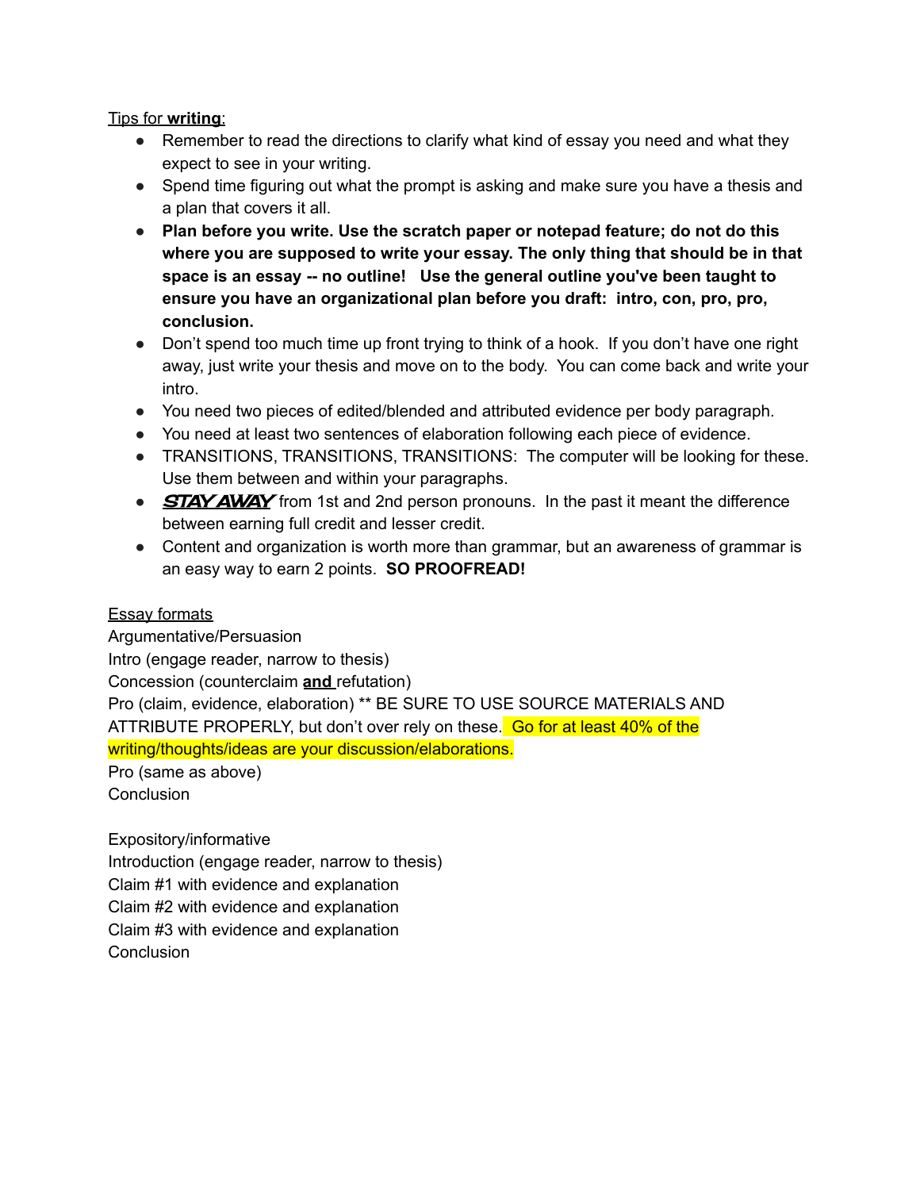Tips for **writing**:

- Remember to read the directions to clarify what kind of essay you need and what they expect to see in your writing.
- Spend time figuring out what the prompt is asking and make sure you have a thesis and a plan that covers it all.
- **Plan before you write. Use the scratch paper or notepad feature; do not do this where you are supposed to write your essay. The only thing that should be in that space is an essay -- no outline! Use the general outline you've been taught to ensure you have an organizational plan before you draft: intro, con, pro, pro, conclusion.**
- Don't spend too much time up front trying to think of a hook. If you don't have one right away, just write your thesis and move on to the body. You can come back and write your intro.
- You need two pieces of edited/blended and attributed evidence per body paragraph.
- You need at least two sentences of elaboration following each piece of evidence.
- TRANSITIONS, TRANSITIONS, TRANSITIONS: The computer will be looking for these. Use them between and within your paragraphs.
- ***STAY AWAY*** from 1st and 2nd person pronouns. In the past it meant the difference between earning full credit and lesser credit.
- Content and organization is worth more than grammar, but an awareness of grammar is an easy way to earn 2 points. **SO PROOFREAD!**

Essay formats

Argumentative/Persuasion

Intro (engage reader, narrow to thesis)

Concession (counterclaim **and** refutation)

Pro (claim, evidence, elaboration) ** BE SURE TO USE SOURCE MATERIALS AND ATTRIBUTE PROPERLY, but don't over rely on these. Go for at least 40% of the writing/thoughts/ideas are your discussion/elaborations.

Pro (same as above)

Conclusion

Expository/informative

Introduction (engage reader, narrow to thesis)

Claim #1 with evidence and explanation

Claim #2 with evidence and explanation

Claim #3 with evidence and explanation

Conclusion